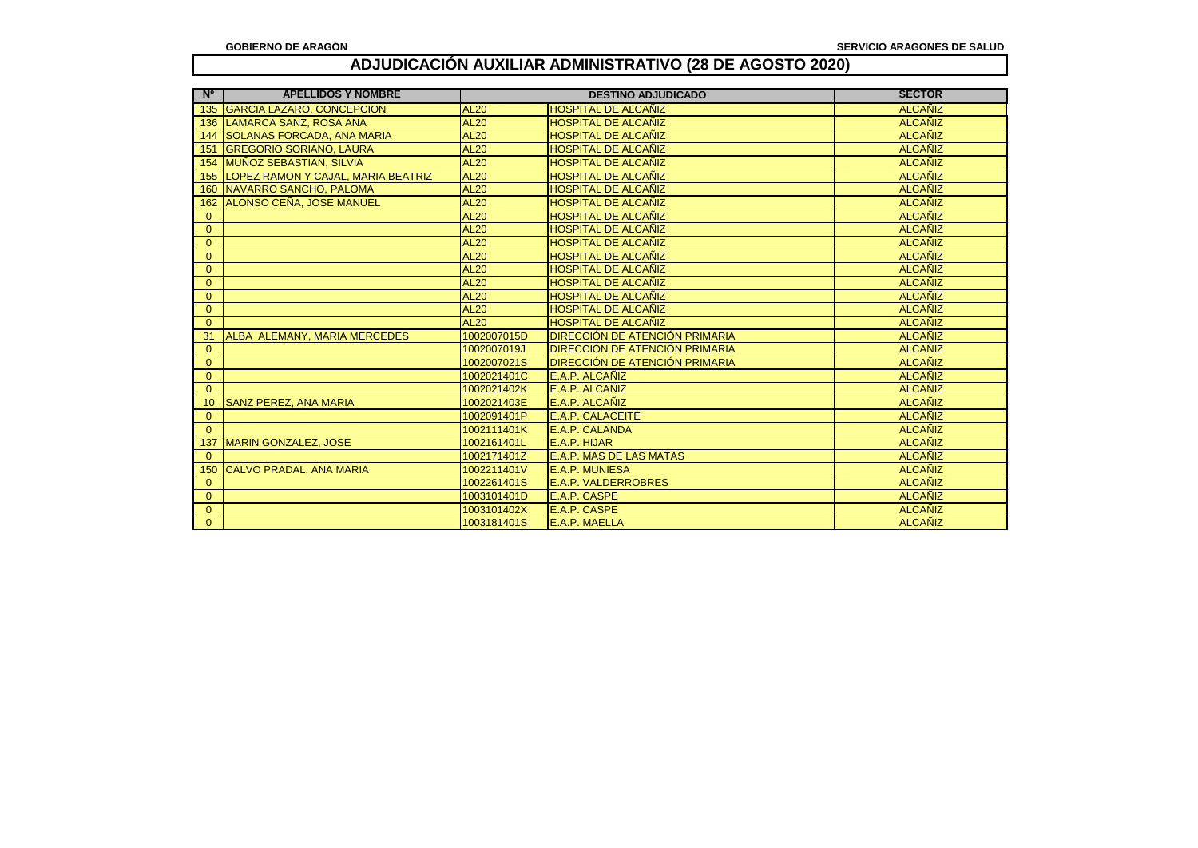GOBIERNO DE ARAGÓN

SERVICIO ARAGONÉS DE SALUD

# ADJUDICACIÓN AUXILIAR ADMINISTRATIVO (28 DE AGOSTO 2020)

| Nº | APELLIDOS Y NOMBRE | DESTINO ADJUDICADO | | SECTOR |
|---|---|---|---|---|
| 135 | GARCIA LAZARO, CONCEPCION | AL20 | HOSPITAL DE ALCAÑIZ | ALCAÑIZ |
| 136 | LAMARCA SANZ, ROSA ANA | AL20 | HOSPITAL DE ALCAÑIZ | ALCAÑIZ |
| 144 | SOLANAS FORCADA, ANA MARIA | AL20 | HOSPITAL DE ALCAÑIZ | ALCAÑIZ |
| 151 | GREGORIO SORIANO, LAURA | AL20 | HOSPITAL DE ALCAÑIZ | ALCAÑIZ |
| 154 | MUÑOZ SEBASTIAN, SILVIA | AL20 | HOSPITAL DE ALCAÑIZ | ALCAÑIZ |
| 155 | LOPEZ RAMON Y CAJAL, MARIA BEATRIZ | AL20 | HOSPITAL DE ALCAÑIZ | ALCAÑIZ |
| 160 | NAVARRO SANCHO, PALOMA | AL20 | HOSPITAL DE ALCAÑIZ | ALCAÑIZ |
| 162 | ALONSO CEÑA, JOSE MANUEL | AL20 | HOSPITAL DE ALCAÑIZ | ALCAÑIZ |
| 0 | | AL20 | HOSPITAL DE ALCAÑIZ | ALCAÑIZ |
| 0 | | AL20 | HOSPITAL DE ALCAÑIZ | ALCAÑIZ |
| 0 | | AL20 | HOSPITAL DE ALCAÑIZ | ALCAÑIZ |
| 0 | | AL20 | HOSPITAL DE ALCAÑIZ | ALCAÑIZ |
| 0 | | AL20 | HOSPITAL DE ALCAÑIZ | ALCAÑIZ |
| 0 | | AL20 | HOSPITAL DE ALCAÑIZ | ALCAÑIZ |
| 0 | | AL20 | HOSPITAL DE ALCAÑIZ | ALCAÑIZ |
| 0 | | AL20 | HOSPITAL DE ALCAÑIZ | ALCAÑIZ |
| 0 | | AL20 | HOSPITAL DE ALCAÑIZ | ALCAÑIZ |
| 31 | ALBA ALEMANY, MARIA MERCEDES | 1002007015D | DIRECCIÓN DE ATENCIÓN PRIMARIA | ALCAÑIZ |
| 0 | | 1002007019J | DIRECCIÓN DE ATENCIÓN PRIMARIA | ALCAÑIZ |
| 0 | | 1002007021S | DIRECCIÓN DE ATENCIÓN PRIMARIA | ALCAÑIZ |
| 0 | | 1002021401C | E.A.P. ALCAÑIZ | ALCAÑIZ |
| 0 | | 1002021402K | E.A.P. ALCAÑIZ | ALCAÑIZ |
| 10 | SANZ PEREZ, ANA MARIA | 1002021403E | E.A.P. ALCAÑIZ | ALCAÑIZ |
| 0 | | 1002091401P | E.A.P. CALACEITE | ALCAÑIZ |
| 0 | | 1002111401K | E.A.P. CALANDA | ALCAÑIZ |
| 137 | MARIN GONZALEZ, JOSE | 1002161401L | E.A.P. HIJAR | ALCAÑIZ |
| 0 | | 1002171401Z | E.A.P. MAS DE LAS MATAS | ALCAÑIZ |
| 150 | CALVO PRADAL, ANA MARIA | 1002211401V | E.A.P. MUNIESA | ALCAÑIZ |
| 0 | | 1002261401S | E.A.P. VALDERROBRES | ALCAÑIZ |
| 0 | | 1003101401D | E.A.P. CASPE | ALCAÑIZ |
| 0 | | 1003101402X | E.A.P. CASPE | ALCAÑIZ |
| 0 | | 1003181401S | E.A.P. MAELLA | ALCAÑIZ |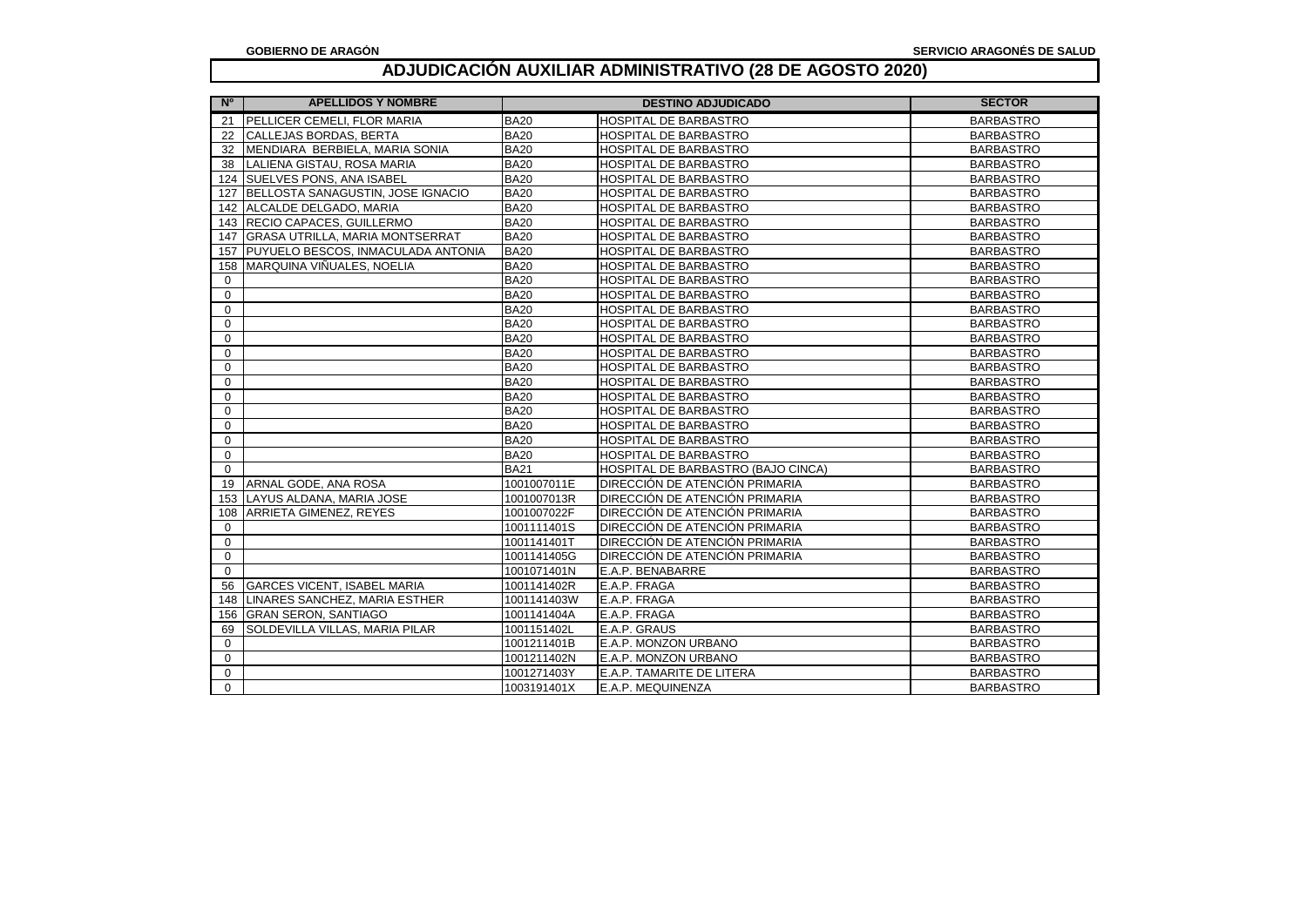**GOBIERNO DE ARAGÓN** **SERVICIO ARAGONÉS DE SALUD**

# ADJUDICACIÓN AUXILIAR ADMINISTRATIVO (28 DE AGOSTO 2020)

| Nº | APELLIDOS Y NOMBRE | DESTINO ADJUDICADO | | SECTOR |
|---|---|---|---|---|
| 21 | PELLICER CEMELI, FLOR MARIA | BA20 | HOSPITAL DE BARBASTRO | BARBASTRO |
| 22 | CALLEJAS BORDAS, BERTA | BA20 | HOSPITAL DE BARBASTRO | BARBASTRO |
| 32 | MENDIARA BERBIELA, MARIA SONIA | BA20 | HOSPITAL DE BARBASTRO | BARBASTRO |
| 38 | LALIENA GISTAU, ROSA MARIA | BA20 | HOSPITAL DE BARBASTRO | BARBASTRO |
| 124 | SUELVES PONS, ANA ISABEL | BA20 | HOSPITAL DE BARBASTRO | BARBASTRO |
| 127 | BELLOSTA SANAGUSTIN, JOSE IGNACIO | BA20 | HOSPITAL DE BARBASTRO | BARBASTRO |
| 142 | ALCALDE DELGADO, MARIA | BA20 | HOSPITAL DE BARBASTRO | BARBASTRO |
| 143 | RECIO CAPACES, GUILLERMO | BA20 | HOSPITAL DE BARBASTRO | BARBASTRO |
| 147 | GRASA UTRILLA, MARIA MONTSERRAT | BA20 | HOSPITAL DE BARBASTRO | BARBASTRO |
| 157 | PUYUELO BESCOS, INMACULADA ANTONIA | BA20 | HOSPITAL DE BARBASTRO | BARBASTRO |
| 158 | MARQUINA VIÑUALES, NOELIA | BA20 | HOSPITAL DE BARBASTRO | BARBASTRO |
| 0 | | BA20 | HOSPITAL DE BARBASTRO | BARBASTRO |
| 0 | | BA20 | HOSPITAL DE BARBASTRO | BARBASTRO |
| 0 | | BA20 | HOSPITAL DE BARBASTRO | BARBASTRO |
| 0 | | BA20 | HOSPITAL DE BARBASTRO | BARBASTRO |
| 0 | | BA20 | HOSPITAL DE BARBASTRO | BARBASTRO |
| 0 | | BA20 | HOSPITAL DE BARBASTRO | BARBASTRO |
| 0 | | BA20 | HOSPITAL DE BARBASTRO | BARBASTRO |
| 0 | | BA20 | HOSPITAL DE BARBASTRO | BARBASTRO |
| 0 | | BA20 | HOSPITAL DE BARBASTRO | BARBASTRO |
| 0 | | BA20 | HOSPITAL DE BARBASTRO | BARBASTRO |
| 0 | | BA20 | HOSPITAL DE BARBASTRO | BARBASTRO |
| 0 | | BA20 | HOSPITAL DE BARBASTRO | BARBASTRO |
| 0 | | BA20 | HOSPITAL DE BARBASTRO | BARBASTRO |
| 0 | | BA21 | HOSPITAL DE BARBASTRO (BAJO CINCA) | BARBASTRO |
| 19 | ARNAL GODE, ANA ROSA | 1001007011E | DIRECCIÓN DE ATENCIÓN PRIMARIA | BARBASTRO |
| 153 | LAYUS ALDANA, MARIA JOSE | 1001007013R | DIRECCIÓN DE ATENCIÓN PRIMARIA | BARBASTRO |
| 108 | ARRIETA GIMENEZ, REYES | 1001007022F | DIRECCIÓN DE ATENCIÓN PRIMARIA | BARBASTRO |
| 0 | | 1001111401S | DIRECCIÓN DE ATENCIÓN PRIMARIA | BARBASTRO |
| 0 | | 1001141401T | DIRECCIÓN DE ATENCIÓN PRIMARIA | BARBASTRO |
| 0 | | 1001141405G | DIRECCIÓN DE ATENCIÓN PRIMARIA | BARBASTRO |
| 0 | | 1001071401N | E.A.P. BENABARRE | BARBASTRO |
| 56 | GARCES VICENT, ISABEL MARIA | 1001141402R | E.A.P. FRAGA | BARBASTRO |
| 148 | LINARES SANCHEZ, MARIA ESTHER | 1001141403W | E.A.P. FRAGA | BARBASTRO |
| 156 | GRAN SERON, SANTIAGO | 1001141404A | E.A.P. FRAGA | BARBASTRO |
| 69 | SOLDEVILLA VILLAS, MARIA PILAR | 1001151402L | E.A.P. GRAUS | BARBASTRO |
| 0 | | 1001211401B | E.A.P. MONZON URBANO | BARBASTRO |
| 0 | | 1001211402N | E.A.P. MONZON URBANO | BARBASTRO |
| 0 | | 1001271403Y | E.A.P. TAMARITE DE LITERA | BARBASTRO |
| 0 | | 1003191401X | E.A.P. MEQUINENZA | BARBASTRO |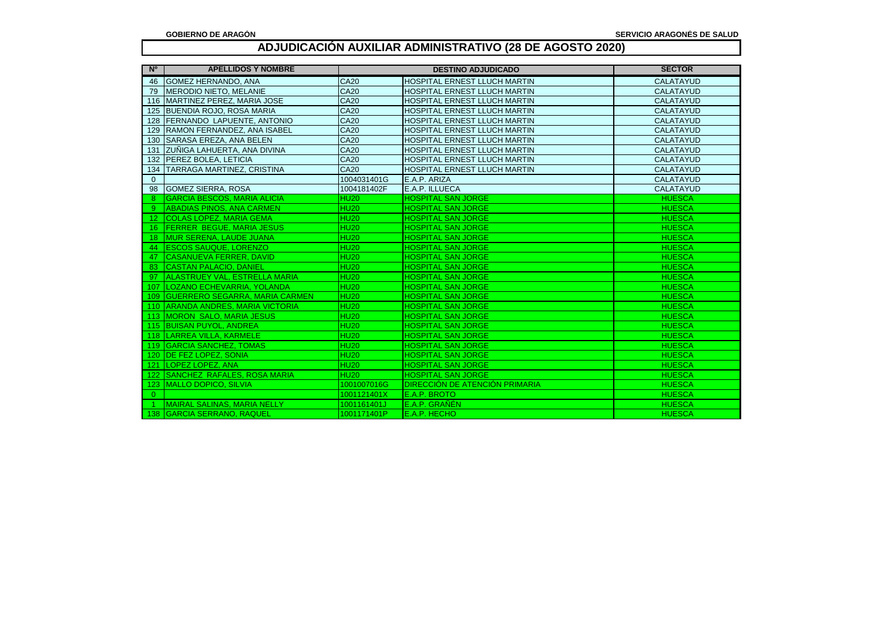GOBIERNO DE ARAGÓN

SERVICIO ARAGONÉS DE SALUD

## ADJUDICACIÓN AUXILIAR ADMINISTRATIVO (28 DE AGOSTO 2020)

| Nº | APELLIDOS Y NOMBRE | DESTINO ADJUDICADO | | SECTOR |
|---|---|---|---|---|
| 46 | GOMEZ HERNANDO, ANA | CA20 | HOSPITAL ERNEST LLUCH MARTIN | CALATAYUD |
| 79 | MERODIO NIETO, MELANIE | CA20 | HOSPITAL ERNEST LLUCH MARTIN | CALATAYUD |
| 116 | MARTINEZ PEREZ, MARIA JOSE | CA20 | HOSPITAL ERNEST LLUCH MARTIN | CALATAYUD |
| 125 | BUENDIA ROJO, ROSA MARIA | CA20 | HOSPITAL ERNEST LLUCH MARTIN | CALATAYUD |
| 128 | FERNANDO LAPUENTE, ANTONIO | CA20 | HOSPITAL ERNEST LLUCH MARTIN | CALATAYUD |
| 129 | RAMON FERNANDEZ, ANA ISABEL | CA20 | HOSPITAL ERNEST LLUCH MARTIN | CALATAYUD |
| 130 | SARASA EREZA, ANA BELEN | CA20 | HOSPITAL ERNEST LLUCH MARTIN | CALATAYUD |
| 131 | ZUÑIGA LAHUERTA, ANA DIVINA | CA20 | HOSPITAL ERNEST LLUCH MARTIN | CALATAYUD |
| 132 | PEREZ BOLEA, LETICIA | CA20 | HOSPITAL ERNEST LLUCH MARTIN | CALATAYUD |
| 134 | TARRAGA MARTINEZ, CRISTINA | CA20 | HOSPITAL ERNEST LLUCH MARTIN | CALATAYUD |
| 0 | | 1004031401G | E.A.P. ARIZA | CALATAYUD |
| 98 | GOMEZ SIERRA, ROSA | 1004181402F | E.A.P. ILLUECA | CALATAYUD |
| 8 | GARCIA BESCOS, MARIA ALICIA | HU20 | HOSPITAL SAN JORGE | HUESCA |
| 9 | ABADIAS PINOS, ANA CARMEN | HU20 | HOSPITAL SAN JORGE | HUESCA |
| 12 | COLAS LOPEZ, MARIA GEMA | HU20 | HOSPITAL SAN JORGE | HUESCA |
| 16 | FERRER BEGUE, MARIA JESUS | HU20 | HOSPITAL SAN JORGE | HUESCA |
| 18 | MUR SERENA, LAUDE JUANA | HU20 | HOSPITAL SAN JORGE | HUESCA |
| 44 | ESCOS SAUQUE, LORENZO | HU20 | HOSPITAL SAN JORGE | HUESCA |
| 47 | CASANUEVA FERRER, DAVID | HU20 | HOSPITAL SAN JORGE | HUESCA |
| 83 | CASTAN PALACIO, DANIEL | HU20 | HOSPITAL SAN JORGE | HUESCA |
| 97 | ALASTRUEY VAL, ESTRELLA MARIA | HU20 | HOSPITAL SAN JORGE | HUESCA |
| 107 | LOZANO ECHEVARRIA, YOLANDA | HU20 | HOSPITAL SAN JORGE | HUESCA |
| 109 | GUERRERO SEGARRA, MARIA CARMEN | HU20 | HOSPITAL SAN JORGE | HUESCA |
| 110 | ARANDA ANDRES, MARIA VICTORIA | HU20 | HOSPITAL SAN JORGE | HUESCA |
| 113 | MORON SALO, MARIA JESUS | HU20 | HOSPITAL SAN JORGE | HUESCA |
| 115 | BUISAN PUYOL, ANDREA | HU20 | HOSPITAL SAN JORGE | HUESCA |
| 118 | LARREA VILLA, KARMELE | HU20 | HOSPITAL SAN JORGE | HUESCA |
| 119 | GARCIA SANCHEZ, TOMAS | HU20 | HOSPITAL SAN JORGE | HUESCA |
| 120 | DE FEZ LOPEZ, SONIA | HU20 | HOSPITAL SAN JORGE | HUESCA |
| 121 | LOPEZ LOPEZ, ANA | HU20 | HOSPITAL SAN JORGE | HUESCA |
| 122 | SANCHEZ RAFALES, ROSA MARIA | HU20 | HOSPITAL SAN JORGE | HUESCA |
| 123 | MALLO DOPICO, SILVIA | 1001007016G | DIRECCIÓN DE ATENCIÓN PRIMARIA | HUESCA |
| 0 | | 1001121401X | E.A.P. BROTO | HUESCA |
| 1 | MAIRAL SALINAS, MARIA NELLY | 1001161401J | E.A.P. GRAÑÉN | HUESCA |
| 138 | GARCIA SERRANO, RAQUEL | 1001171401P | E.A.P. HECHO | HUESCA |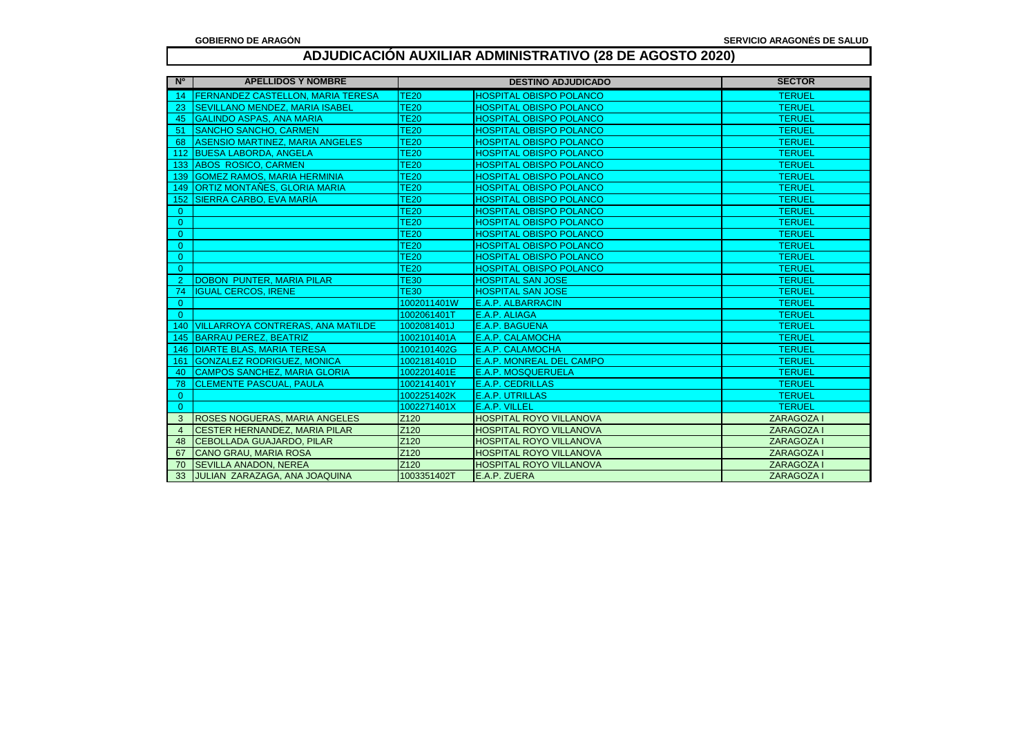**GOBIERNO DE ARAGÓN** **SERVICIO ARAGONÉS DE SALUD**

# ADJUDICACIÓN AUXILIAR ADMINISTRATIVO (28 DE AGOSTO 2020)

| Nº | APELLIDOS Y NOMBRE | DESTINO ADJUDICADO | | SECTOR |
|---|---|---|---|---|
| 14 | FERNANDEZ CASTELLON, MARIA TERESA | TE20 | HOSPITAL OBISPO POLANCO | TERUEL |
| 23 | SEVILLANO MENDEZ, MARIA ISABEL | TE20 | HOSPITAL OBISPO POLANCO | TERUEL |
| 45 | GALINDO ASPAS, ANA MARIA | TE20 | HOSPITAL OBISPO POLANCO | TERUEL |
| 51 | SANCHO SANCHO, CARMEN | TE20 | HOSPITAL OBISPO POLANCO | TERUEL |
| 68 | ASENSIO MARTINEZ, MARIA ANGELES | TE20 | HOSPITAL OBISPO POLANCO | TERUEL |
| 112 | BUESA LABORDA, ANGELA | TE20 | HOSPITAL OBISPO POLANCO | TERUEL |
| 133 | ABOS ROSICO, CARMEN | TE20 | HOSPITAL OBISPO POLANCO | TERUEL |
| 139 | GOMEZ RAMOS, MARIA HERMINIA | TE20 | HOSPITAL OBISPO POLANCO | TERUEL |
| 149 | ORTIZ MONTAÑES, GLORIA MARIA | TE20 | HOSPITAL OBISPO POLANCO | TERUEL |
| 152 | SIERRA CARBO, EVA MARÍA | TE20 | HOSPITAL OBISPO POLANCO | TERUEL |
| 0 | | TE20 | HOSPITAL OBISPO POLANCO | TERUEL |
| 0 | | TE20 | HOSPITAL OBISPO POLANCO | TERUEL |
| 0 | | TE20 | HOSPITAL OBISPO POLANCO | TERUEL |
| 0 | | TE20 | HOSPITAL OBISPO POLANCO | TERUEL |
| 0 | | TE20 | HOSPITAL OBISPO POLANCO | TERUEL |
| 0 | | TE20 | HOSPITAL OBISPO POLANCO | TERUEL |
| 2 | DOBON PUNTER, MARIA PILAR | TE30 | HOSPITAL SAN JOSE | TERUEL |
| 74 | IGUAL CERCOS, IRENE | TE30 | HOSPITAL SAN JOSE | TERUEL |
| 0 | | 1002011401W | E.A.P. ALBARRACIN | TERUEL |
| 0 | | 1002061401T | E.A.P. ALIAGA | TERUEL |
| 140 | VILLARROYA CONTRERAS, ANA MATILDE | 1002081401J | E.A.P. BAGUENA | TERUEL |
| 145 | BARRAU PEREZ, BEATRIZ | 1002101401A | E.A.P. CALAMOCHA | TERUEL |
| 146 | DIARTE BLAS, MARIA TERESA | 1002101402G | E.A.P. CALAMOCHA | TERUEL |
| 161 | GONZALEZ RODRIGUEZ, MONICA | 1002181401D | E.A.P. MONREAL DEL CAMPO | TERUEL |
| 40 | CAMPOS SANCHEZ, MARIA GLORIA | 1002201401E | E.A.P. MOSQUERUELA | TERUEL |
| 78 | CLEMENTE PASCUAL, PAULA | 1002141401Y | E.A.P. CEDRILLAS | TERUEL |
| 0 | | 1002251402K | E.A.P. UTRILLAS | TERUEL |
| 0 | | 1002271401X | E.A.P. VILLEL | TERUEL |
| 3 | ROSES NOGUERAS, MARIA ANGELES | Z120 | HOSPITAL ROYO VILLANOVA | ZARAGOZA I |
| 4 | CESTER HERNANDEZ, MARIA PILAR | Z120 | HOSPITAL ROYO VILLANOVA | ZARAGOZA I |
| 48 | CEBOLLADA GUAJARDO, PILAR | Z120 | HOSPITAL ROYO VILLANOVA | ZARAGOZA I |
| 67 | CANO GRAU, MARIA ROSA | Z120 | HOSPITAL ROYO VILLANOVA | ZARAGOZA I |
| 70 | SEVILLA ANADON, NEREA | Z120 | HOSPITAL ROYO VILLANOVA | ZARAGOZA I |
| 33 | JULIAN ZARAZAGA, ANA JOAQUINA | 1003351402T | E.A.P. ZUERA | ZARAGOZA I |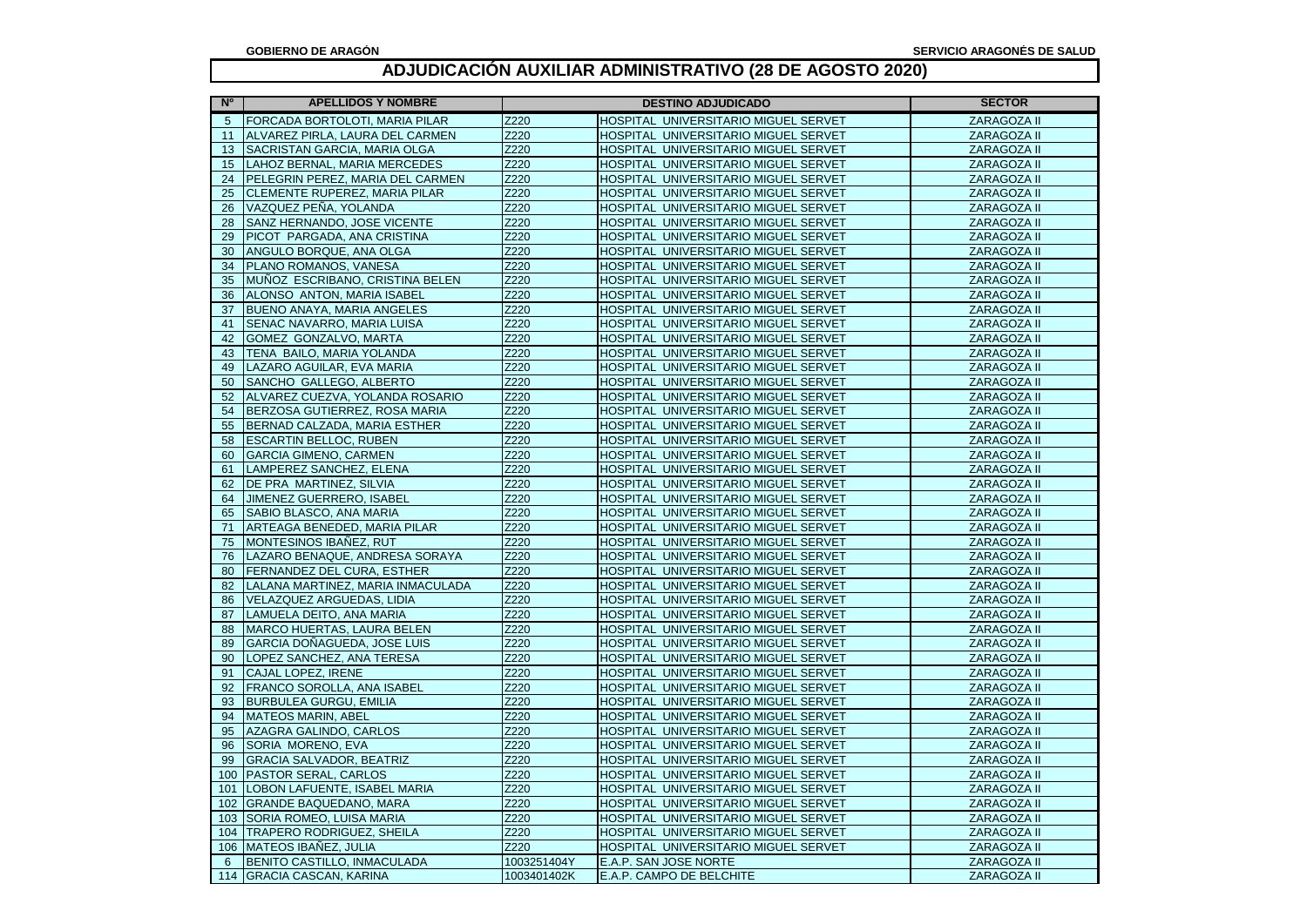GOBIERNO DE ARAGÓN SERVICIO ARAGONÉS DE SALUD

# ADJUDICACIÓN AUXILIAR ADMINISTRATIVO (28 DE AGOSTO 2020)

| Nº | APELLIDOS Y NOMBRE | DESTINO ADJUDICADO | | SECTOR |
|---|---|---|---|---|
| 5 | FORCADA BORTOLOTI, MARIA PILAR | Z220 | HOSPITAL UNIVERSITARIO MIGUEL SERVET | ZARAGOZA II |
| 11 | ALVAREZ PIRLA, LAURA DEL CARMEN | Z220 | HOSPITAL UNIVERSITARIO MIGUEL SERVET | ZARAGOZA II |
| 13 | SACRISTAN GARCIA, MARIA OLGA | Z220 | HOSPITAL UNIVERSITARIO MIGUEL SERVET | ZARAGOZA II |
| 15 | LAHOZ BERNAL, MARIA MERCEDES | Z220 | HOSPITAL UNIVERSITARIO MIGUEL SERVET | ZARAGOZA II |
| 24 | PELEGRIN PEREZ, MARIA DEL CARMEN | Z220 | HOSPITAL UNIVERSITARIO MIGUEL SERVET | ZARAGOZA II |
| 25 | CLEMENTE RUPEREZ, MARIA PILAR | Z220 | HOSPITAL UNIVERSITARIO MIGUEL SERVET | ZARAGOZA II |
| 26 | VAZQUEZ PEÑA, YOLANDA | Z220 | HOSPITAL UNIVERSITARIO MIGUEL SERVET | ZARAGOZA II |
| 28 | SANZ HERNANDO, JOSE VICENTE | Z220 | HOSPITAL UNIVERSITARIO MIGUEL SERVET | ZARAGOZA II |
| 29 | PICOT PARGADA, ANA CRISTINA | Z220 | HOSPITAL UNIVERSITARIO MIGUEL SERVET | ZARAGOZA II |
| 30 | ANGULO BORQUE, ANA OLGA | Z220 | HOSPITAL UNIVERSITARIO MIGUEL SERVET | ZARAGOZA II |
| 34 | PLANO ROMANOS, VANESA | Z220 | HOSPITAL UNIVERSITARIO MIGUEL SERVET | ZARAGOZA II |
| 35 | MUÑOZ ESCRIBANO, CRISTINA BELEN | Z220 | HOSPITAL UNIVERSITARIO MIGUEL SERVET | ZARAGOZA II |
| 36 | ALONSO ANTON, MARIA ISABEL | Z220 | HOSPITAL UNIVERSITARIO MIGUEL SERVET | ZARAGOZA II |
| 37 | BUENO ANAYA, MARIA ANGELES | Z220 | HOSPITAL UNIVERSITARIO MIGUEL SERVET | ZARAGOZA II |
| 41 | SENAC NAVARRO, MARIA LUISA | Z220 | HOSPITAL UNIVERSITARIO MIGUEL SERVET | ZARAGOZA II |
| 42 | GOMEZ GONZALVO, MARTA | Z220 | HOSPITAL UNIVERSITARIO MIGUEL SERVET | ZARAGOZA II |
| 43 | TENA BAILO, MARIA YOLANDA | Z220 | HOSPITAL UNIVERSITARIO MIGUEL SERVET | ZARAGOZA II |
| 49 | LAZARO AGUILAR, EVA MARIA | Z220 | HOSPITAL UNIVERSITARIO MIGUEL SERVET | ZARAGOZA II |
| 50 | SANCHO GALLEGO, ALBERTO | Z220 | HOSPITAL UNIVERSITARIO MIGUEL SERVET | ZARAGOZA II |
| 52 | ALVAREZ CUEZVA, YOLANDA ROSARIO | Z220 | HOSPITAL UNIVERSITARIO MIGUEL SERVET | ZARAGOZA II |
| 54 | BERZOSA GUTIERREZ, ROSA MARIA | Z220 | HOSPITAL UNIVERSITARIO MIGUEL SERVET | ZARAGOZA II |
| 55 | BERNAD CALZADA, MARIA ESTHER | Z220 | HOSPITAL UNIVERSITARIO MIGUEL SERVET | ZARAGOZA II |
| 58 | ESCARTIN BELLOC, RUBEN | Z220 | HOSPITAL UNIVERSITARIO MIGUEL SERVET | ZARAGOZA II |
| 60 | GARCIA GIMENO, CARMEN | Z220 | HOSPITAL UNIVERSITARIO MIGUEL SERVET | ZARAGOZA II |
| 61 | LAMPEREZ SANCHEZ, ELENA | Z220 | HOSPITAL UNIVERSITARIO MIGUEL SERVET | ZARAGOZA II |
| 62 | DE PRA MARTINEZ, SILVIA | Z220 | HOSPITAL UNIVERSITARIO MIGUEL SERVET | ZARAGOZA II |
| 64 | JIMENEZ GUERRERO, ISABEL | Z220 | HOSPITAL UNIVERSITARIO MIGUEL SERVET | ZARAGOZA II |
| 65 | SABIO BLASCO, ANA MARIA | Z220 | HOSPITAL UNIVERSITARIO MIGUEL SERVET | ZARAGOZA II |
| 71 | ARTEAGA BENEDED, MARIA PILAR | Z220 | HOSPITAL UNIVERSITARIO MIGUEL SERVET | ZARAGOZA II |
| 75 | MONTESINOS IBAÑEZ, RUT | Z220 | HOSPITAL UNIVERSITARIO MIGUEL SERVET | ZARAGOZA II |
| 76 | LAZARO BENAQUE, ANDRESA SORAYA | Z220 | HOSPITAL UNIVERSITARIO MIGUEL SERVET | ZARAGOZA II |
| 80 | FERNANDEZ DEL CURA, ESTHER | Z220 | HOSPITAL UNIVERSITARIO MIGUEL SERVET | ZARAGOZA II |
| 82 | LALANA MARTINEZ, MARIA INMACULADA | Z220 | HOSPITAL UNIVERSITARIO MIGUEL SERVET | ZARAGOZA II |
| 86 | VELAZQUEZ ARGUEDAS, LIDIA | Z220 | HOSPITAL UNIVERSITARIO MIGUEL SERVET | ZARAGOZA II |
| 87 | LAMUELA DEITO, ANA MARIA | Z220 | HOSPITAL UNIVERSITARIO MIGUEL SERVET | ZARAGOZA II |
| 88 | MARCO HUERTAS, LAURA BELEN | Z220 | HOSPITAL UNIVERSITARIO MIGUEL SERVET | ZARAGOZA II |
| 89 | GARCIA DOÑAGUEDA, JOSE LUIS | Z220 | HOSPITAL UNIVERSITARIO MIGUEL SERVET | ZARAGOZA II |
| 90 | LOPEZ SANCHEZ, ANA TERESA | Z220 | HOSPITAL UNIVERSITARIO MIGUEL SERVET | ZARAGOZA II |
| 91 | CAJAL LOPEZ, IRENE | Z220 | HOSPITAL UNIVERSITARIO MIGUEL SERVET | ZARAGOZA II |
| 92 | FRANCO SOROLLA, ANA ISABEL | Z220 | HOSPITAL UNIVERSITARIO MIGUEL SERVET | ZARAGOZA II |
| 93 | BURBULEA GURGU, EMILIA | Z220 | HOSPITAL UNIVERSITARIO MIGUEL SERVET | ZARAGOZA II |
| 94 | MATEOS MARIN, ABEL | Z220 | HOSPITAL UNIVERSITARIO MIGUEL SERVET | ZARAGOZA II |
| 95 | AZAGRA GALINDO, CARLOS | Z220 | HOSPITAL UNIVERSITARIO MIGUEL SERVET | ZARAGOZA II |
| 96 | SORIA MORENO, EVA | Z220 | HOSPITAL UNIVERSITARIO MIGUEL SERVET | ZARAGOZA II |
| 99 | GRACIA SALVADOR, BEATRIZ | Z220 | HOSPITAL UNIVERSITARIO MIGUEL SERVET | ZARAGOZA II |
| 100 | PASTOR SERAL, CARLOS | Z220 | HOSPITAL UNIVERSITARIO MIGUEL SERVET | ZARAGOZA II |
| 101 | LOBON LAFUENTE, ISABEL MARIA | Z220 | HOSPITAL UNIVERSITARIO MIGUEL SERVET | ZARAGOZA II |
| 102 | GRANDE BAQUEDANO, MARA | Z220 | HOSPITAL UNIVERSITARIO MIGUEL SERVET | ZARAGOZA II |
| 103 | SORIA ROMEO, LUISA MARIA | Z220 | HOSPITAL UNIVERSITARIO MIGUEL SERVET | ZARAGOZA II |
| 104 | TRAPERO RODRIGUEZ, SHEILA | Z220 | HOSPITAL UNIVERSITARIO MIGUEL SERVET | ZARAGOZA II |
| 106 | MATEOS IBAÑEZ, JULIA | Z220 | HOSPITAL UNIVERSITARIO MIGUEL SERVET | ZARAGOZA II |
| 6 | BENITO CASTILLO, INMACULADA | 1003251404Y | E.A.P. SAN JOSE NORTE | ZARAGOZA II |
| 114 | GRACIA CASCAN, KARINA | 1003401402K | E.A.P. CAMPO DE BELCHITE | ZARAGOZA II |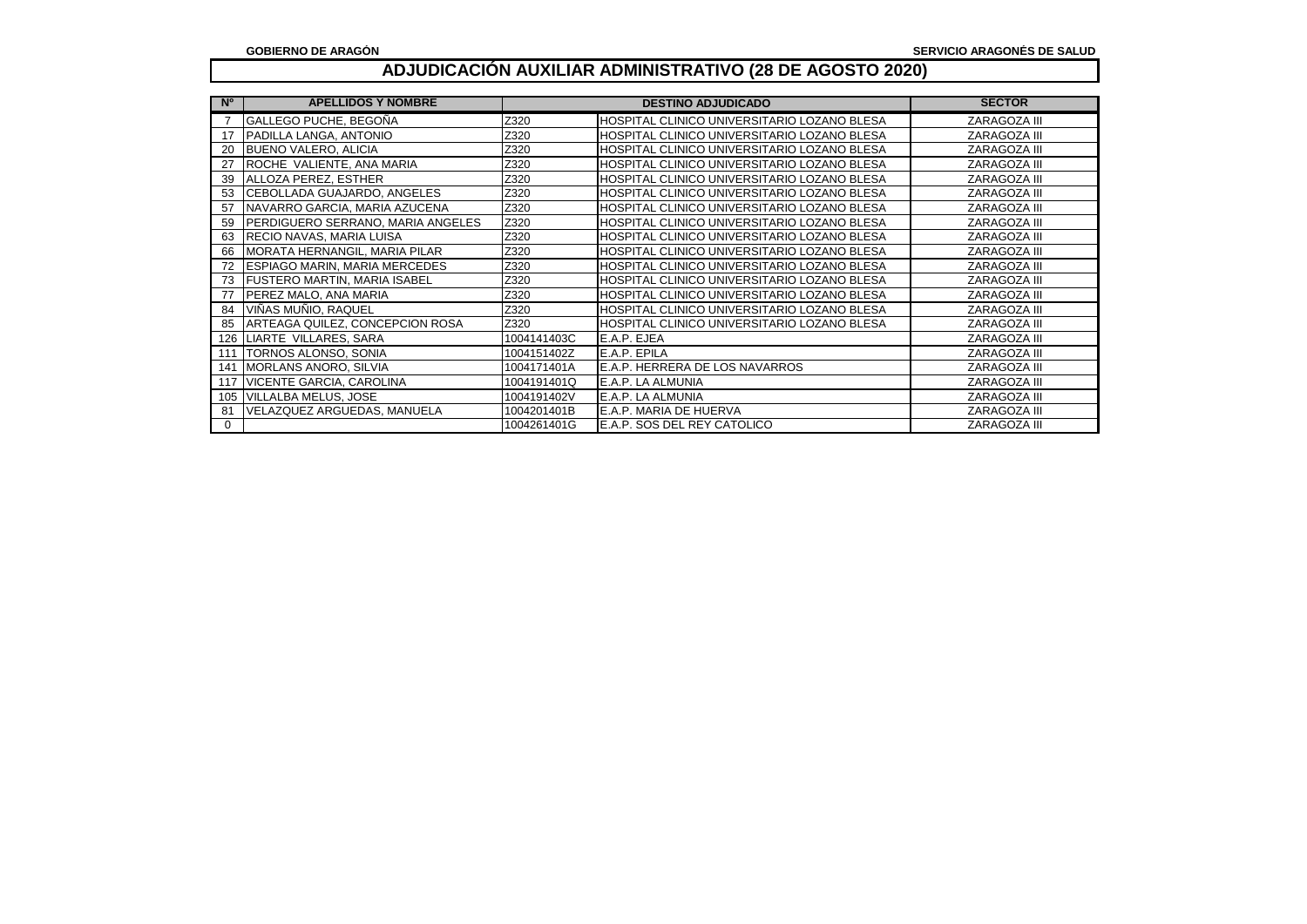**GOBIERNO DE ARAGÓN** **SERVICIO ARAGONÉS DE SALUD**

# ADJUDICACIÓN AUXILIAR ADMINISTRATIVO (28 DE AGOSTO 2020)

| Nº | APELLIDOS Y NOMBRE | DESTINO ADJUDICADO | | SECTOR |
|---|---|---|---|---|
| 7 | GALLEGO PUCHE, BEGOÑA | Z320 | HOSPITAL CLINICO UNIVERSITARIO LOZANO BLESA | ZARAGOZA III |
| 17 | PADILLA LANGA, ANTONIO | Z320 | HOSPITAL CLINICO UNIVERSITARIO LOZANO BLESA | ZARAGOZA III |
| 20 | BUENO VALERO, ALICIA | Z320 | HOSPITAL CLINICO UNIVERSITARIO LOZANO BLESA | ZARAGOZA III |
| 27 | ROCHE VALIENTE, ANA MARIA | Z320 | HOSPITAL CLINICO UNIVERSITARIO LOZANO BLESA | ZARAGOZA III |
| 39 | ALLOZA PEREZ, ESTHER | Z320 | HOSPITAL CLINICO UNIVERSITARIO LOZANO BLESA | ZARAGOZA III |
| 53 | CEBOLLADA GUAJARDO, ANGELES | Z320 | HOSPITAL CLINICO UNIVERSITARIO LOZANO BLESA | ZARAGOZA III |
| 57 | NAVARRO GARCIA, MARIA AZUCENA | Z320 | HOSPITAL CLINICO UNIVERSITARIO LOZANO BLESA | ZARAGOZA III |
| 59 | PERDIGUERO SERRANO, MARIA ANGELES | Z320 | HOSPITAL CLINICO UNIVERSITARIO LOZANO BLESA | ZARAGOZA III |
| 63 | RECIO NAVAS, MARIA LUISA | Z320 | HOSPITAL CLINICO UNIVERSITARIO LOZANO BLESA | ZARAGOZA III |
| 66 | MORATA HERNANGIL, MARIA PILAR | Z320 | HOSPITAL CLINICO UNIVERSITARIO LOZANO BLESA | ZARAGOZA III |
| 72 | ESPIAGO MARIN, MARIA MERCEDES | Z320 | HOSPITAL CLINICO UNIVERSITARIO LOZANO BLESA | ZARAGOZA III |
| 73 | FUSTERO MARTIN, MARIA ISABEL | Z320 | HOSPITAL CLINICO UNIVERSITARIO LOZANO BLESA | ZARAGOZA III |
| 77 | PEREZ MALO, ANA MARIA | Z320 | HOSPITAL CLINICO UNIVERSITARIO LOZANO BLESA | ZARAGOZA III |
| 84 | VIÑAS MUÑIO, RAQUEL | Z320 | HOSPITAL CLINICO UNIVERSITARIO LOZANO BLESA | ZARAGOZA III |
| 85 | ARTEAGA QUILEZ, CONCEPCION ROSA | Z320 | HOSPITAL CLINICO UNIVERSITARIO LOZANO BLESA | ZARAGOZA III |
| 126 | LIARTE VILLARES, SARA | 1004141403C | E.A.P. EJEA | ZARAGOZA III |
| 111 | TORNOS ALONSO, SONIA | 1004151402Z | E.A.P. EPILA | ZARAGOZA III |
| 141 | MORLANS ANORO, SILVIA | 1004171401A | E.A.P. HERRERA DE LOS NAVARROS | ZARAGOZA III |
| 117 | VICENTE GARCIA, CAROLINA | 1004191401Q | E.A.P. LA ALMUNIA | ZARAGOZA III |
| 105 | VILLALBA MELUS, JOSE | 1004191402V | E.A.P. LA ALMUNIA | ZARAGOZA III |
| 81 | VELAZQUEZ ARGUEDAS, MANUELA | 1004201401B | E.A.P. MARIA DE HUERVA | ZARAGOZA III |
| 0 | | 1004261401G | E.A.P. SOS DEL REY CATOLICO | ZARAGOZA III |